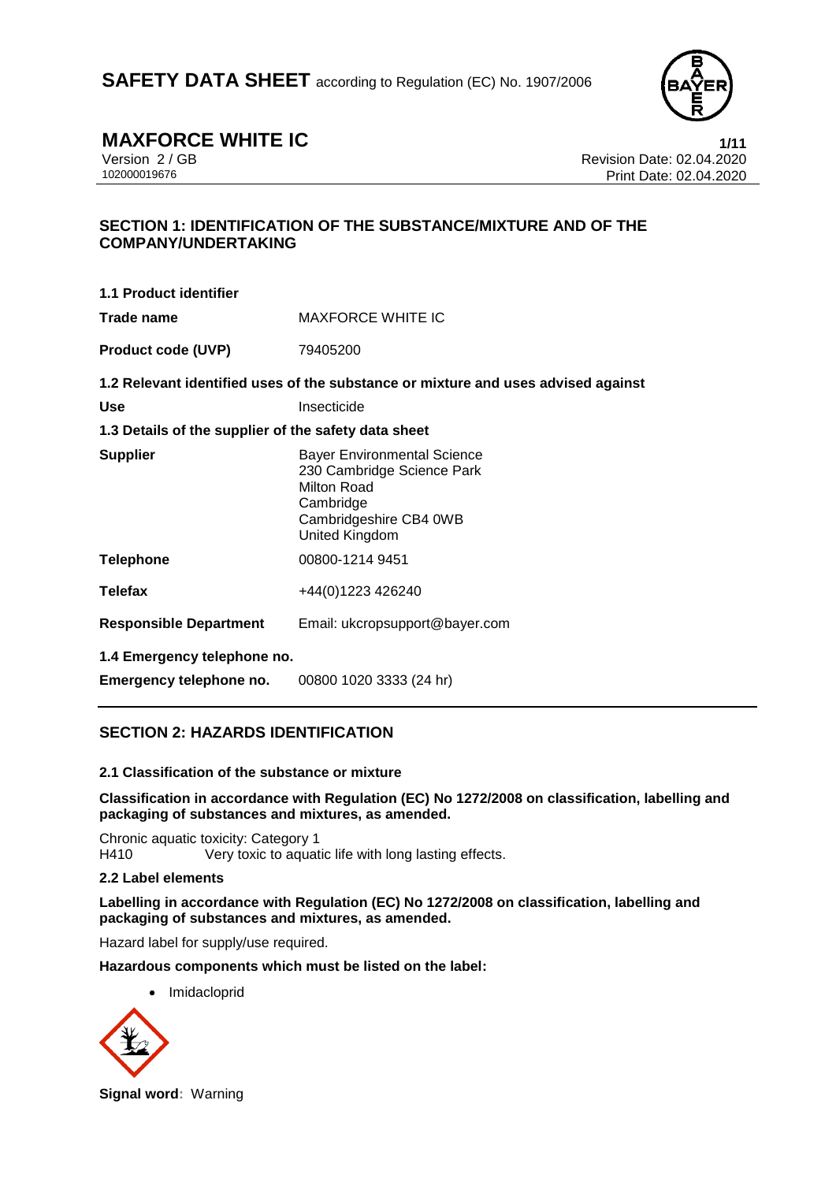# SAFETY DATA SHEET according to Regulation (EC) No. 1907/2006

# MAXFORCE WHITE IC

Version 2 / GB
102000019676

Revision Date: 02.04.2020
Print Date: 02.04.2020

## SECTION 1: IDENTIFICATION OF THE SUBSTANCE/MIXTURE AND OF THE COMPANY/UNDERTAKING

### 1.1 Product identifier

| | |
|---|---|
| **Trade name** | MAXFORCE WHITE IC |
| **Product code (UVP)** | 79405200 |

### 1.2 Relevant identified uses of the substance or mixture and uses advised against

| | |
|---|---|
| **Use** | Insecticide |

### 1.3 Details of the supplier of the safety data sheet

| | |
|---|---|
| **Supplier** | Bayer Environmental Science<br>230 Cambridge Science Park<br>Milton Road<br>Cambridge<br>Cambridgeshire CB4 0WB<br>United Kingdom |
| **Telephone** | 00800-1214 9451 |
| **Telefax** | +44(0)1223 426240 |
| **Responsible Department** | Email: ukcropsupport@bayer.com |

### 1.4 Emergency telephone no.

| | |
|---|---|
| **Emergency telephone no.** | 00800 1020 3333 (24 hr) |

## SECTION 2: HAZARDS IDENTIFICATION

### 2.1 Classification of the substance or mixture

**Classification in accordance with Regulation (EC) No 1272/2008 on classification, labelling and packaging of substances and mixtures, as amended.**

Chronic aquatic toxicity: Category 1
H410 Very toxic to aquatic life with long lasting effects.

### 2.2 Label elements

**Labelling in accordance with Regulation (EC) No 1272/2008 on classification, labelling and packaging of substances and mixtures, as amended.**

Hazard label for supply/use required.

**Hazardous components which must be listed on the label:**

- Imidacloprid

**Signal word**: Warning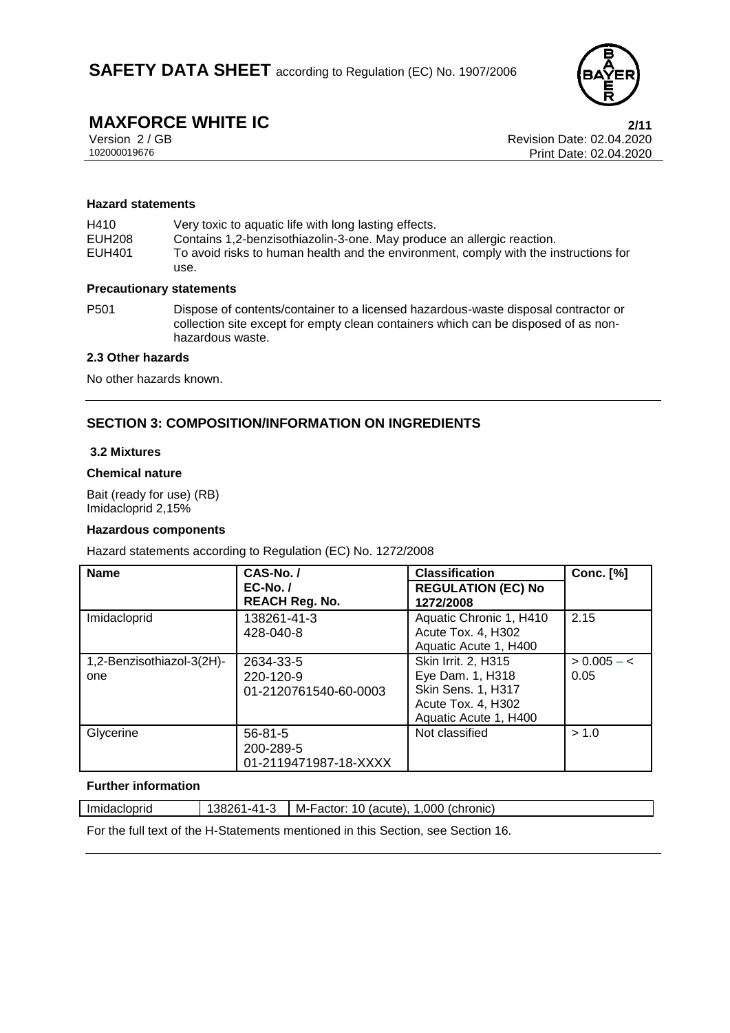#### Hazard statements

| | |
|---|---|
| H410 | Very toxic to aquatic life with long lasting effects. |
| EUH208 | Contains 1,2-benzisothiazolin-3-one. May produce an allergic reaction. |
| EUH401 | To avoid risks to human health and the environment, comply with the instructions for use. |

#### Precautionary statements

| | |
|---|---|
| P501 | Dispose of contents/container to a licensed hazardous-waste disposal contractor or collection site except for empty clean containers which can be disposed of as non-hazardous waste. |

### 2.3 Other hazards

No other hazards known.

## SECTION 3: COMPOSITION/INFORMATION ON INGREDIENTS

### 3.2 Mixtures

#### Chemical nature

Bait (ready for use) (RB)
Imidacloprid 2,15%

#### Hazardous components

Hazard statements according to Regulation (EC) No. 1272/2008

| Name | CAS-No. / EC-No. / REACH Reg. No. | Classification REGULATION (EC) No 1272/2008 | Conc. [%] |
|---|---|---|---|
| Imidacloprid | 138261-41-3<br>428-040-8 | Aquatic Chronic 1, H410<br>Acute Tox. 4, H302<br>Aquatic Acute 1, H400 | 2.15 |
| 1,2-Benzisothiazol-3(2H)-one | 2634-33-5<br>220-120-9<br>01-2120761540-60-0003 | Skin Irrit. 2, H315<br>Eye Dam. 1, H318<br>Skin Sens. 1, H317<br>Acute Tox. 4, H302<br>Aquatic Acute 1, H400 | > 0.005 – < 0.05 |
| Glycerine | 56-81-5<br>200-289-5<br>01-2119471987-18-XXXX | Not classified | > 1.0 |

#### Further information

| | | |
|---|---|---|
| Imidacloprid | 138261-41-3 | M-Factor: 10 (acute), 1,000 (chronic) |

For the full text of the H-Statements mentioned in this Section, see Section 16.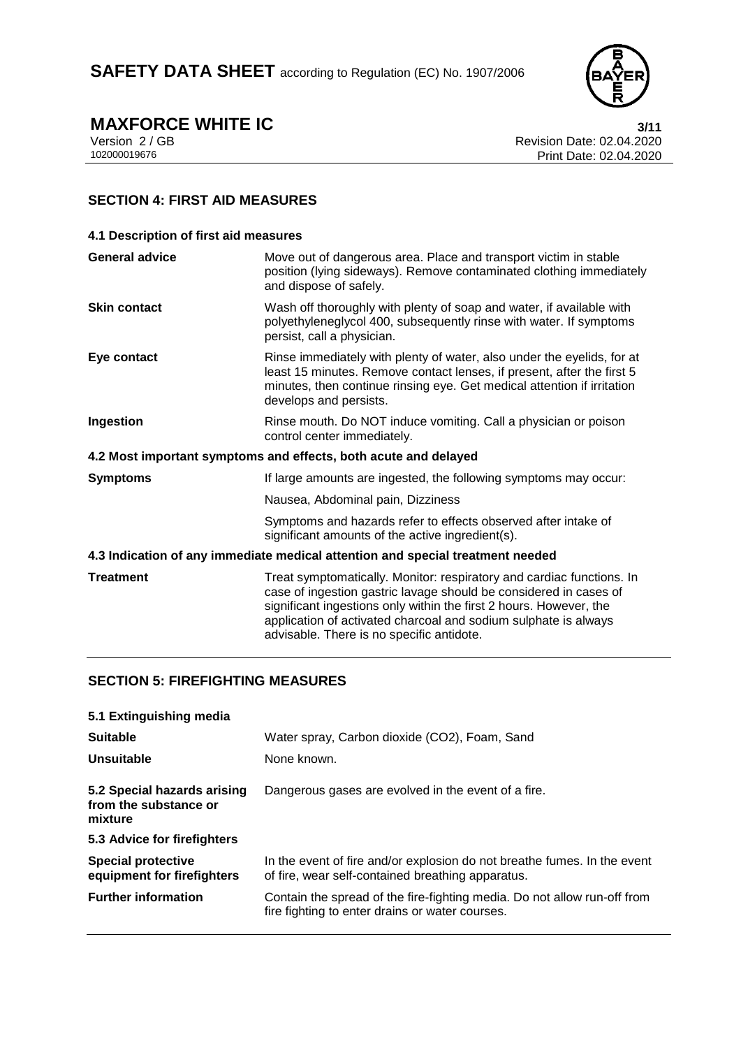## SECTION 4: FIRST AID MEASURES

### 4.1 Description of first aid measures

| | |
|---|---|
| **General advice** | Move out of dangerous area. Place and transport victim in stable position (lying sideways). Remove contaminated clothing immediately and dispose of safely. |
| **Skin contact** | Wash off thoroughly with plenty of soap and water, if available with polyethyleneglycol 400, subsequently rinse with water. If symptoms persist, call a physician. |
| **Eye contact** | Rinse immediately with plenty of water, also under the eyelids, for at least 15 minutes. Remove contact lenses, if present, after the first 5 minutes, then continue rinsing eye. Get medical attention if irritation develops and persists. |
| **Ingestion** | Rinse mouth. Do NOT induce vomiting. Call a physician or poison control center immediately. |

### 4.2 Most important symptoms and effects, both acute and delayed

| | |
|---|---|
| **Symptoms** | If large amounts are ingested, the following symptoms may occur: |
| | Nausea, Abdominal pain, Dizziness |
| | Symptoms and hazards refer to effects observed after intake of significant amounts of the active ingredient(s). |

### 4.3 Indication of any immediate medical attention and special treatment needed

| | |
|---|---|
| **Treatment** | Treat symptomatically. Monitor: respiratory and cardiac functions. In case of ingestion gastric lavage should be considered in cases of significant ingestions only within the first 2 hours. However, the application of activated charcoal and sodium sulphate is always advisable. There is no specific antidote. |

## SECTION 5: FIREFIGHTING MEASURES

### 5.1 Extinguishing media

| | |
|---|---|
| **Suitable** | Water spray, Carbon dioxide (CO2), Foam, Sand |
| **Unsuitable** | None known. |
| **5.2 Special hazards arising from the substance or mixture** | Dangerous gases are evolved in the event of a fire. |

### 5.3 Advice for firefighters

| | |
|---|---|
| **Special protective equipment for firefighters** | In the event of fire and/or explosion do not breathe fumes. In the event of fire, wear self-contained breathing apparatus. |
| **Further information** | Contain the spread of the fire-fighting media. Do not allow run-off from fire fighting to enter drains or water courses. |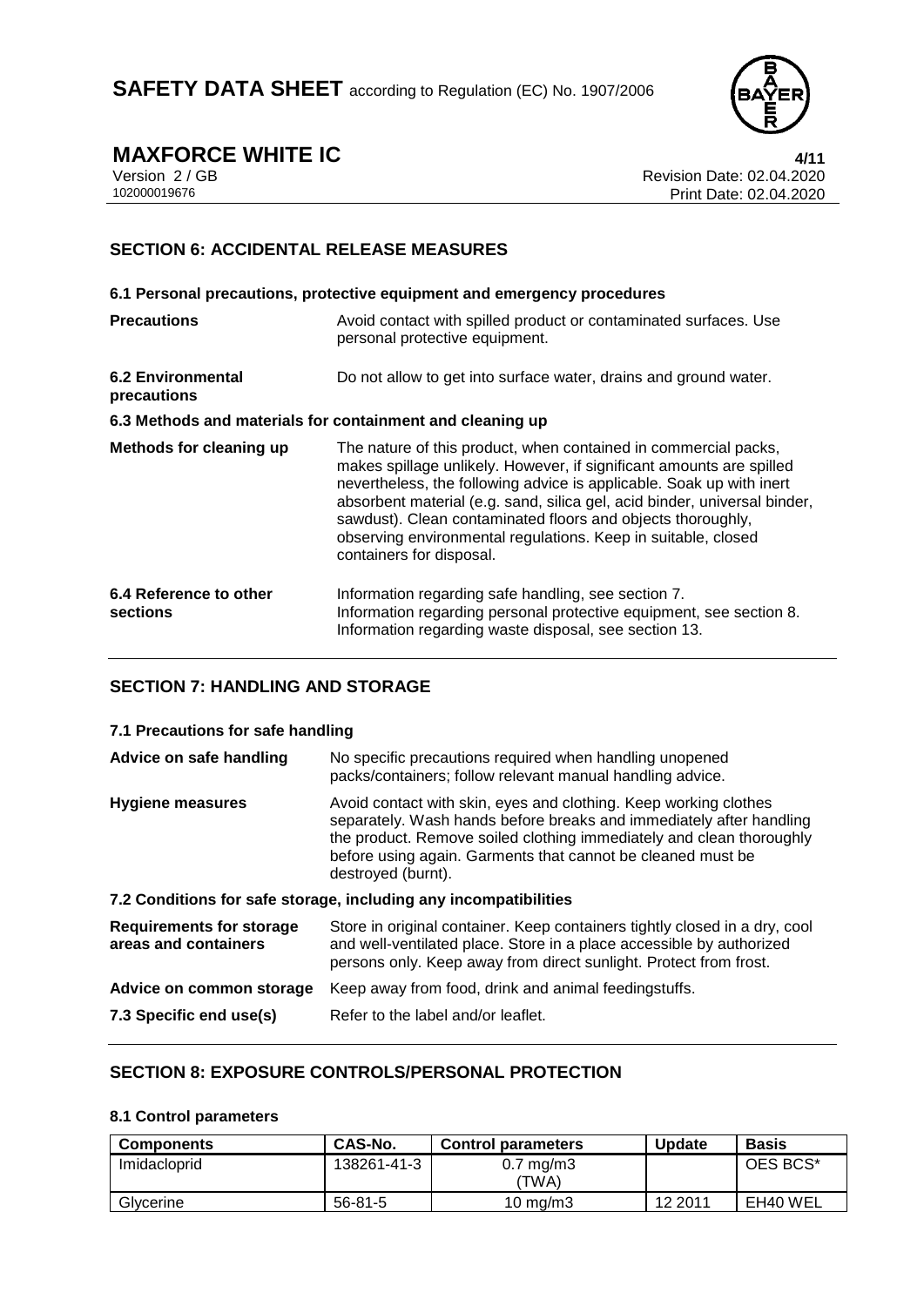## SECTION 6: ACCIDENTAL RELEASE MEASURES

### 6.1 Personal precautions, protective equipment and emergency procedures

**Precautions** Avoid contact with spilled product or contaminated surfaces. Use personal protective equipment.

**6.2 Environmental precautions** Do not allow to get into surface water, drains and ground water.

### 6.3 Methods and materials for containment and cleaning up

**Methods for cleaning up** The nature of this product, when contained in commercial packs, makes spillage unlikely. However, if significant amounts are spilled nevertheless, the following advice is applicable. Soak up with inert absorbent material (e.g. sand, silica gel, acid binder, universal binder, sawdust). Clean contaminated floors and objects thoroughly, observing environmental regulations. Keep in suitable, closed containers for disposal.

**6.4 Reference to other sections** Information regarding safe handling, see section 7. Information regarding personal protective equipment, see section 8. Information regarding waste disposal, see section 13.

## SECTION 7: HANDLING AND STORAGE

### 7.1 Precautions for safe handling

**Advice on safe handling** No specific precautions required when handling unopened packs/containers; follow relevant manual handling advice.

**Hygiene measures** Avoid contact with skin, eyes and clothing. Keep working clothes separately. Wash hands before breaks and immediately after handling the product. Remove soiled clothing immediately and clean thoroughly before using again. Garments that cannot be cleaned must be destroyed (burnt).

### 7.2 Conditions for safe storage, including any incompatibilities

**Requirements for storage areas and containers** Store in original container. Keep containers tightly closed in a dry, cool and well-ventilated place. Store in a place accessible by authorized persons only. Keep away from direct sunlight. Protect from frost.

**Advice on common storage** Keep away from food, drink and animal feedingstuffs.

**7.3 Specific end use(s)** Refer to the label and/or leaflet.

## SECTION 8: EXPOSURE CONTROLS/PERSONAL PROTECTION

### 8.1 Control parameters

| Components | CAS-No. | Control parameters | Update | Basis |
|---|---|---|---|---|
| Imidacloprid | 138261-41-3 | 0.7 mg/m3 (TWA) | | OES BCS* |
| Glycerine | 56-81-5 | 10 mg/m3 | 12 2011 | EH40 WEL |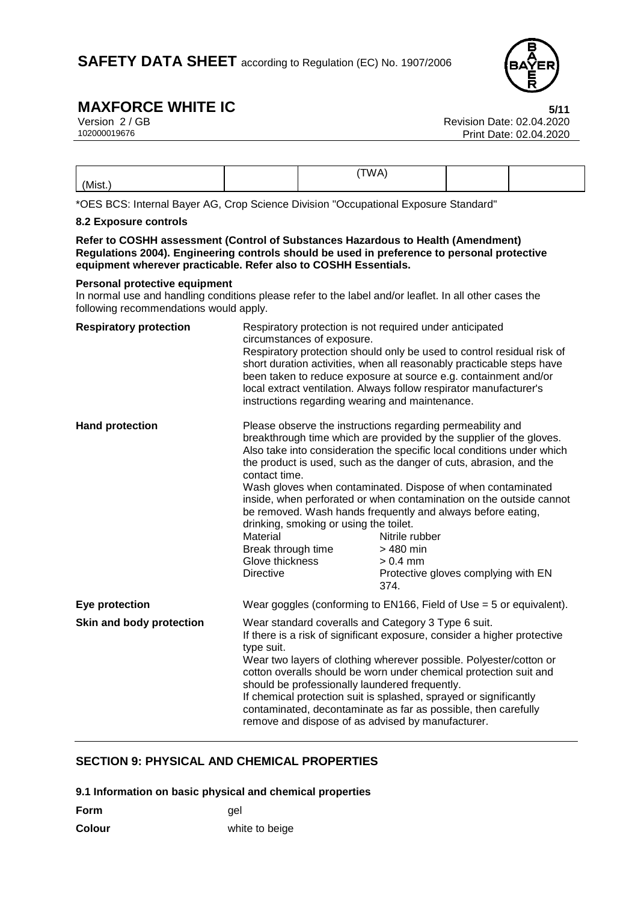| | | (TWA) | | |
|---|---|---|---|---|
| (Mist.) | | | | |

*OES BCS: Internal Bayer AG, Crop Science Division "Occupational Exposure Standard"

### 8.2 Exposure controls

**Refer to COSHH assessment (Control of Substances Hazardous to Health (Amendment) Regulations 2004). Engineering controls should be used in preference to personal protective equipment wherever practicable. Refer also to COSHH Essentials.**

**Personal protective equipment**

In normal use and handling conditions please refer to the label and/or leaflet. In all other cases the following recommendations would apply.

**Respiratory protection**

Respiratory protection is not required under anticipated circumstances of exposure.
Respiratory protection should only be used to control residual risk of short duration activities, when all reasonably practicable steps have been taken to reduce exposure at source e.g. containment and/or local extract ventilation. Always follow respirator manufacturer's instructions regarding wearing and maintenance.

**Hand protection**

Please observe the instructions regarding permeability and breakthrough time which are provided by the supplier of the gloves. Also take into consideration the specific local conditions under which the product is used, such as the danger of cuts, abrasion, and the contact time.
Wash gloves when contaminated. Dispose of when contaminated inside, when perforated or when contamination on the outside cannot be removed. Wash hands frequently and always before eating, drinking, smoking or using the toilet.

| | |
|---|---|
| Material | Nitrile rubber |
| Break through time | > 480 min |
| Glove thickness | > 0.4 mm |
| Directive | Protective gloves complying with EN 374. |

**Eye protection**

Wear goggles (conforming to EN166, Field of Use = 5 or equivalent).

**Skin and body protection**

Wear standard coveralls and Category 3 Type 6 suit.
If there is a risk of significant exposure, consider a higher protective type suit.
Wear two layers of clothing wherever possible. Polyester/cotton or cotton overalls should be worn under chemical protection suit and should be professionally laundered frequently.
If chemical protection suit is splashed, sprayed or significantly contaminated, decontaminate as far as possible, then carefully remove and dispose of as advised by manufacturer.

## SECTION 9: PHYSICAL AND CHEMICAL PROPERTIES

### 9.1 Information on basic physical and chemical properties

| | |
|---|---|
| **Form** | gel |
| **Colour** | white to beige |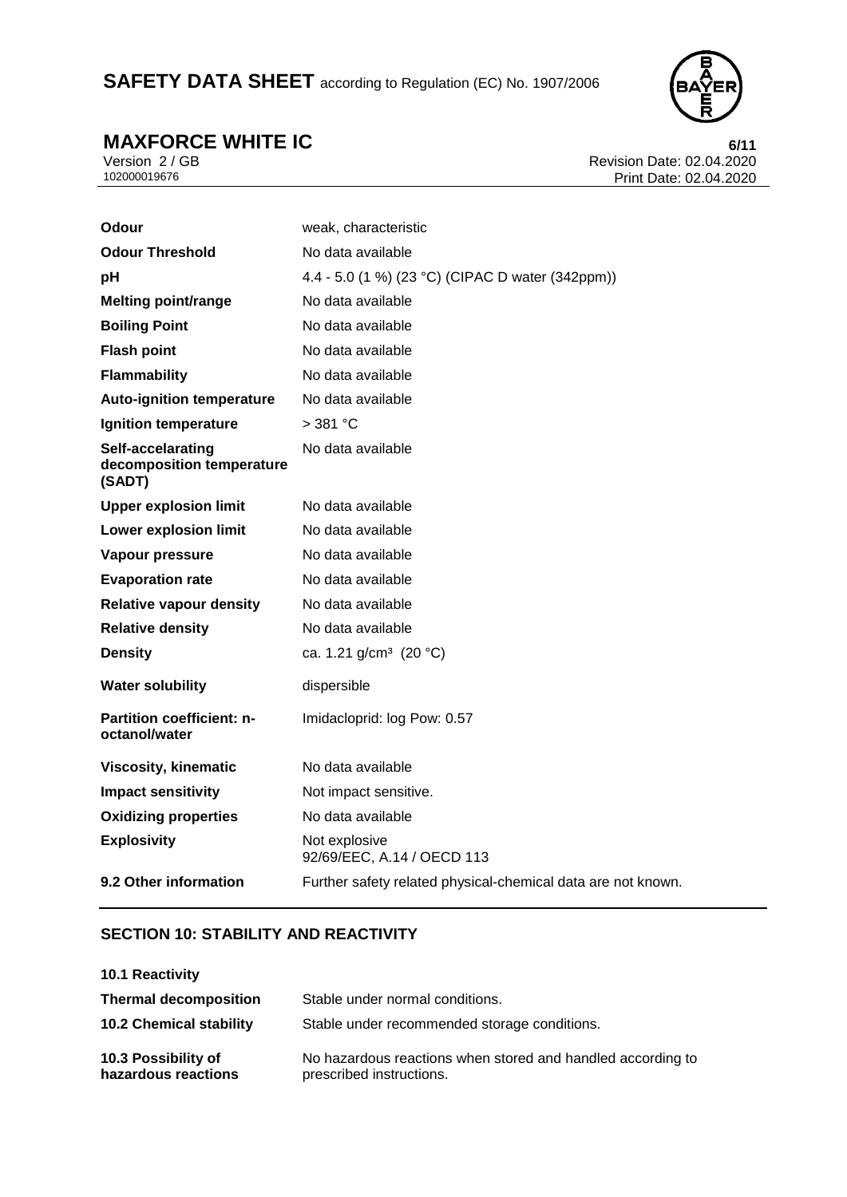| | |
|---|---|
| **Odour** | weak, characteristic |
| **Odour Threshold** | No data available |
| **pH** | 4.4 - 5.0 (1 %) (23 °C) (CIPAC D water (342ppm)) |
| **Melting point/range** | No data available |
| **Boiling Point** | No data available |
| **Flash point** | No data available |
| **Flammability** | No data available |
| **Auto-ignition temperature** | No data available |
| **Ignition temperature** | > 381 °C |
| **Self-accelarating decomposition temperature (SADT)** | No data available |
| **Upper explosion limit** | No data available |
| **Lower explosion limit** | No data available |
| **Vapour pressure** | No data available |
| **Evaporation rate** | No data available |
| **Relative vapour density** | No data available |
| **Relative density** | No data available |
| **Density** | ca. 1.21 g/cm³ (20 °C) |
| **Water solubility** | dispersible |
| **Partition coefficient: n-octanol/water** | Imidacloprid: log Pow: 0.57 |
| **Viscosity, kinematic** | No data available |
| **Impact sensitivity** | Not impact sensitive. |
| **Oxidizing properties** | No data available |
| **Explosivity** | Not explosive<br>92/69/EEC, A.14 / OECD 113 |
| **9.2 Other information** | Further safety related physical-chemical data are not known. |

## SECTION 10: STABILITY AND REACTIVITY

| | |
|---|---|
| **10.1 Reactivity** | |
| **Thermal decomposition** | Stable under normal conditions. |
| **10.2 Chemical stability** | Stable under recommended storage conditions. |
| **10.3 Possibility of hazardous reactions** | No hazardous reactions when stored and handled according to prescribed instructions. |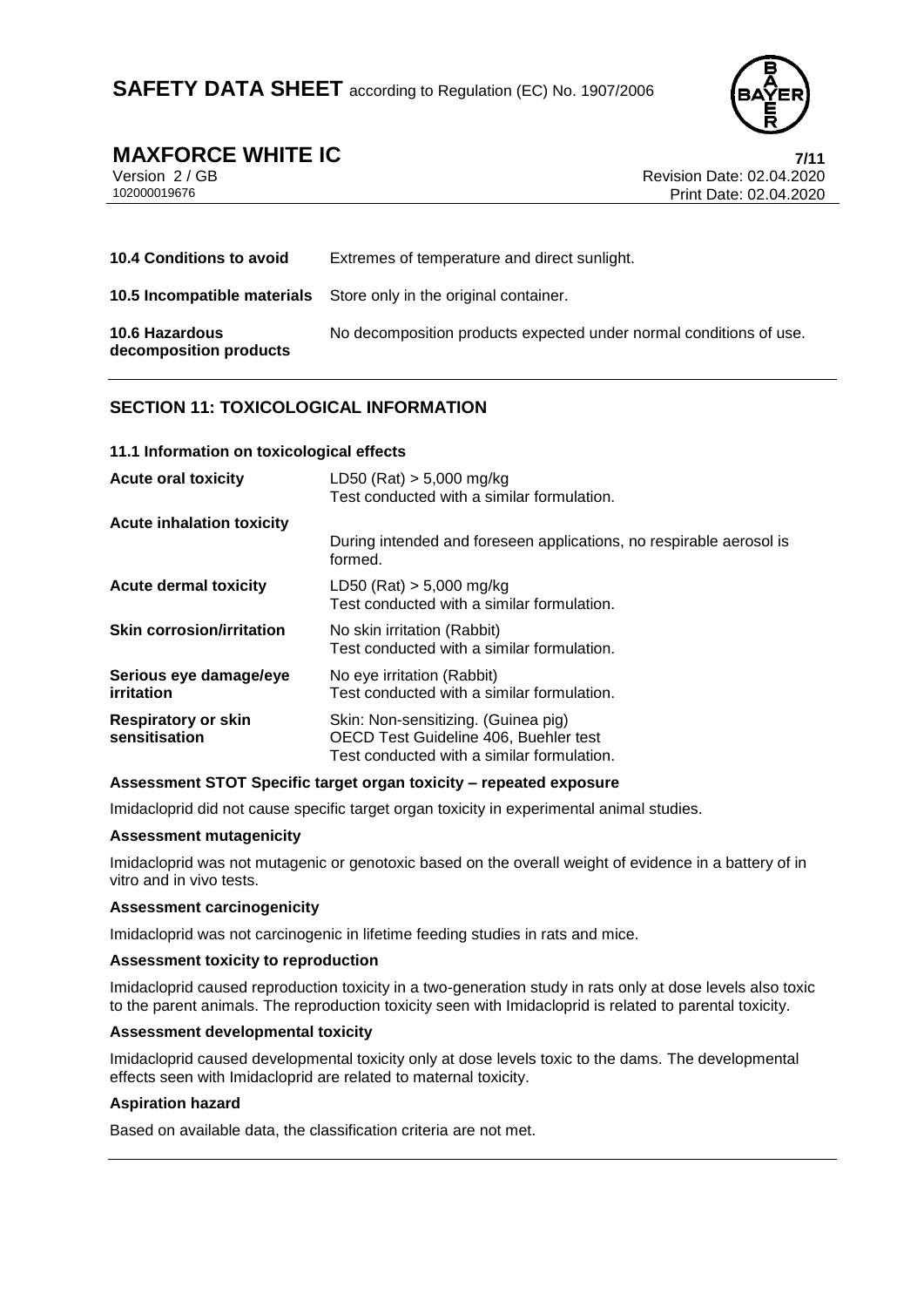| | |
|---|---|
| **10.4 Conditions to avoid** | Extremes of temperature and direct sunlight. |
| **10.5 Incompatible materials** | Store only in the original container. |
| **10.6 Hazardous decomposition products** | No decomposition products expected under normal conditions of use. |

## SECTION 11: TOXICOLOGICAL INFORMATION

### 11.1 Information on toxicological effects

| | |
|---|---|
| **Acute oral toxicity** | LD50 (Rat) > 5,000 mg/kg<br>Test conducted with a similar formulation. |
| **Acute inhalation toxicity** | During intended and foreseen applications, no respirable aerosol is formed. |
| **Acute dermal toxicity** | LD50 (Rat) > 5,000 mg/kg<br>Test conducted with a similar formulation. |
| **Skin corrosion/irritation** | No skin irritation (Rabbit)<br>Test conducted with a similar formulation. |
| **Serious eye damage/eye irritation** | No eye irritation (Rabbit)<br>Test conducted with a similar formulation. |
| **Respiratory or skin sensitisation** | Skin: Non-sensitizing. (Guinea pig)<br>OECD Test Guideline 406, Buehler test<br>Test conducted with a similar formulation. |

**Assessment STOT Specific target organ toxicity – repeated exposure**

Imidacloprid did not cause specific target organ toxicity in experimental animal studies.

**Assessment mutagenicity**

Imidacloprid was not mutagenic or genotoxic based on the overall weight of evidence in a battery of in vitro and in vivo tests.

**Assessment carcinogenicity**

Imidacloprid was not carcinogenic in lifetime feeding studies in rats and mice.

**Assessment toxicity to reproduction**

Imidacloprid caused reproduction toxicity in a two-generation study in rats only at dose levels also toxic to the parent animals. The reproduction toxicity seen with Imidacloprid is related to parental toxicity.

**Assessment developmental toxicity**

Imidacloprid caused developmental toxicity only at dose levels toxic to the dams. The developmental effects seen with Imidacloprid are related to maternal toxicity.

**Aspiration hazard**

Based on available data, the classification criteria are not met.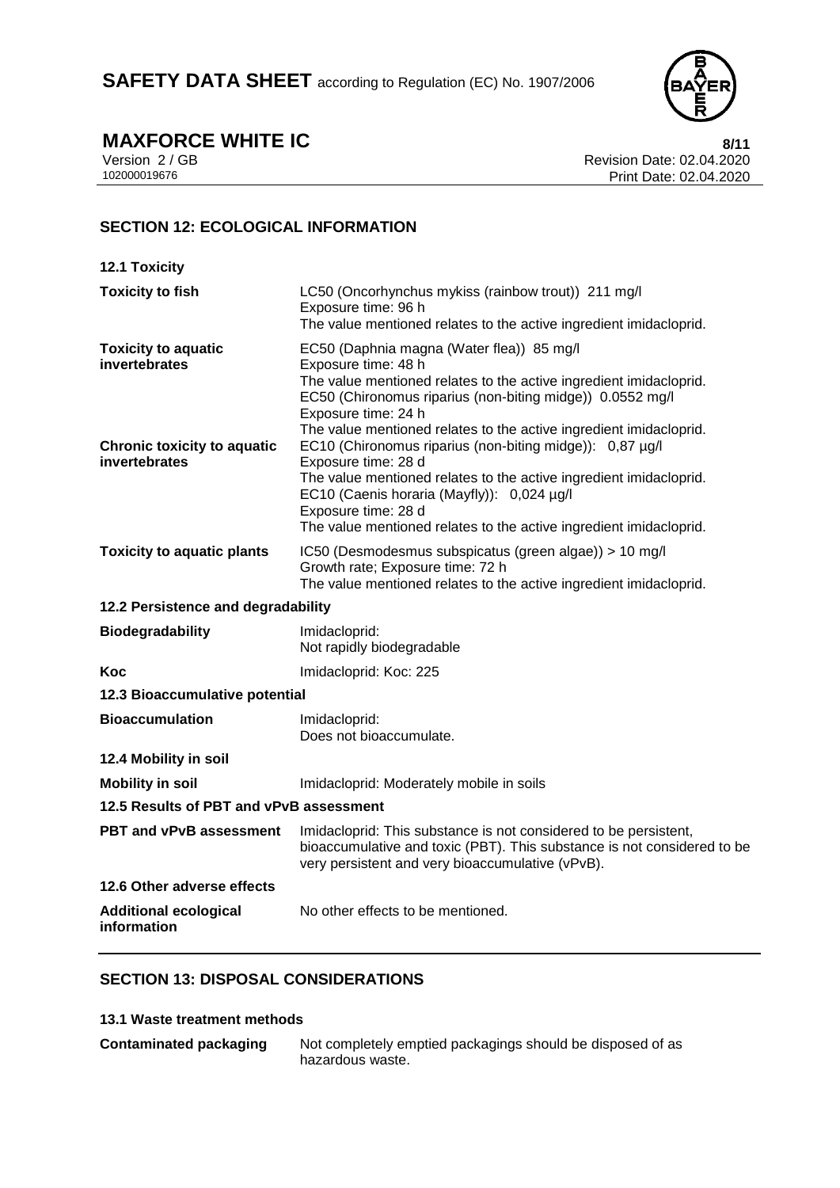## SECTION 12: ECOLOGICAL INFORMATION

### 12.1 Toxicity

| | |
|---|---|
| **Toxicity to fish** | LC50 (Oncorhynchus mykiss (rainbow trout)) 211 mg/l<br>Exposure time: 96 h<br>The value mentioned relates to the active ingredient imidacloprid. |
| **Toxicity to aquatic invertebrates** | EC50 (Daphnia magna (Water flea)) 85 mg/l<br>Exposure time: 48 h<br>The value mentioned relates to the active ingredient imidacloprid.<br>EC50 (Chironomus riparius (non-biting midge)) 0.0552 mg/l<br>Exposure time: 24 h<br>The value mentioned relates to the active ingredient imidacloprid. |
| **Chronic toxicity to aquatic invertebrates** | EC10 (Chironomus riparius (non-biting midge)): 0,87 µg/l<br>Exposure time: 28 d<br>The value mentioned relates to the active ingredient imidacloprid.<br>EC10 (Caenis horaria (Mayfly)): 0,024 µg/l<br>Exposure time: 28 d<br>The value mentioned relates to the active ingredient imidacloprid. |
| **Toxicity to aquatic plants** | IC50 (Desmodesmus subspicatus (green algae)) > 10 mg/l<br>Growth rate; Exposure time: 72 h<br>The value mentioned relates to the active ingredient imidacloprid. |

### 12.2 Persistence and degradability

| | |
|---|---|
| **Biodegradability** | Imidacloprid:<br>Not rapidly biodegradable |
| **Koc** | Imidacloprid: Koc: 225 |

### 12.3 Bioaccumulative potential

| | |
|---|---|
| **Bioaccumulation** | Imidacloprid:<br>Does not bioaccumulate. |

### 12.4 Mobility in soil

| | |
|---|---|
| **Mobility in soil** | Imidacloprid: Moderately mobile in soils |

### 12.5 Results of PBT and vPvB assessment

| | |
|---|---|
| **PBT and vPvB assessment** | Imidacloprid: This substance is not considered to be persistent, bioaccumulative and toxic (PBT). This substance is not considered to be very persistent and very bioaccumulative (vPvB). |

### 12.6 Other adverse effects

| | |
|---|---|
| **Additional ecological information** | No other effects to be mentioned. |

## SECTION 13: DISPOSAL CONSIDERATIONS

### 13.1 Waste treatment methods

| | |
|---|---|
| **Contaminated packaging** | Not completely emptied packagings should be disposed of as hazardous waste. |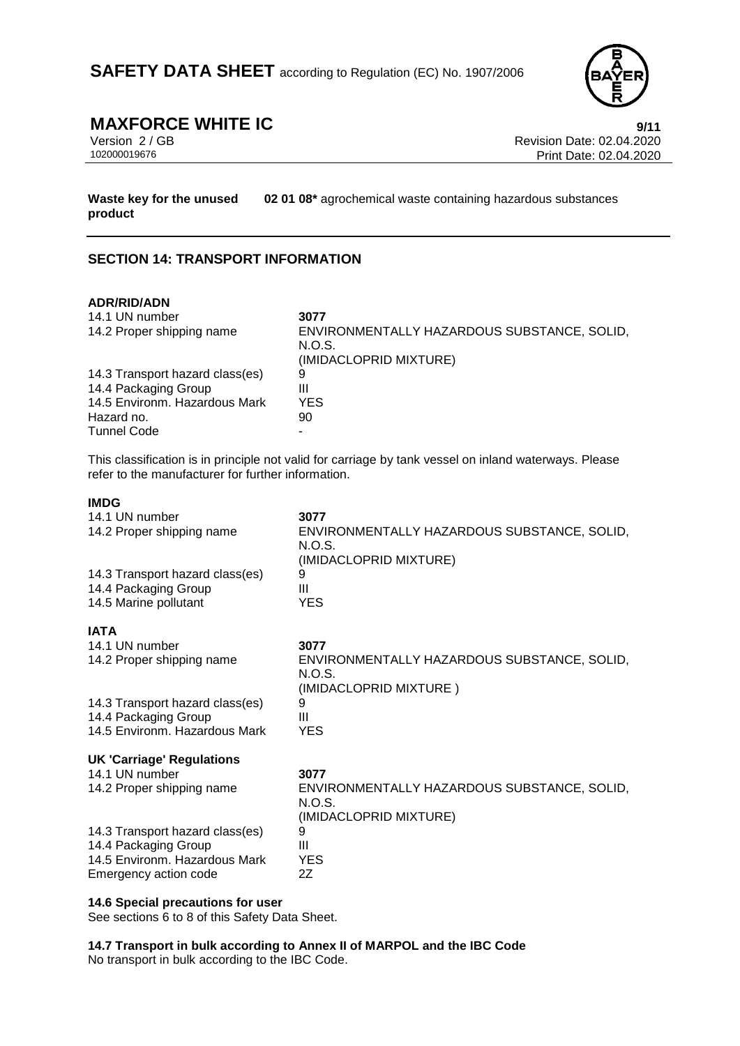**Waste key for the unused product** **02 01 08*** agrochemical waste containing hazardous substances

## SECTION 14: TRANSPORT INFORMATION

**ADR/RID/ADN**

| | |
|---|---|
| 14.1 UN number | **3077** |
| 14.2 Proper shipping name | ENVIRONMENTALLY HAZARDOUS SUBSTANCE, SOLID, N.O.S. (IMIDACLOPRID MIXTURE) |
| 14.3 Transport hazard class(es) | 9 |
| 14.4 Packaging Group | III |
| 14.5 Environm. Hazardous Mark | YES |
| Hazard no. | 90 |
| Tunnel Code | - |

This classification is in principle not valid for carriage by tank vessel on inland waterways. Please refer to the manufacturer for further information.

**IMDG**

| | |
|---|---|
| 14.1 UN number | **3077** |
| 14.2 Proper shipping name | ENVIRONMENTALLY HAZARDOUS SUBSTANCE, SOLID, N.O.S. (IMIDACLOPRID MIXTURE) |
| 14.3 Transport hazard class(es) | 9 |
| 14.4 Packaging Group | III |
| 14.5 Marine pollutant | YES |

**IATA**

| | |
|---|---|
| 14.1 UN number | **3077** |
| 14.2 Proper shipping name | ENVIRONMENTALLY HAZARDOUS SUBSTANCE, SOLID, N.O.S. (IMIDACLOPRID MIXTURE ) |
| 14.3 Transport hazard class(es) | 9 |
| 14.4 Packaging Group | III |
| 14.5 Environm. Hazardous Mark | YES |

**UK 'Carriage' Regulations**

| | |
|---|---|
| 14.1 UN number | **3077** |
| 14.2 Proper shipping name | ENVIRONMENTALLY HAZARDOUS SUBSTANCE, SOLID, N.O.S. (IMIDACLOPRID MIXTURE) |
| 14.3 Transport hazard class(es) | 9 |
| 14.4 Packaging Group | III |
| 14.5 Environm. Hazardous Mark | YES |
| Emergency action code | 2Z |

**14.6 Special precautions for user**

See sections 6 to 8 of this Safety Data Sheet.

**14.7 Transport in bulk according to Annex II of MARPOL and the IBC Code**

No transport in bulk according to the IBC Code.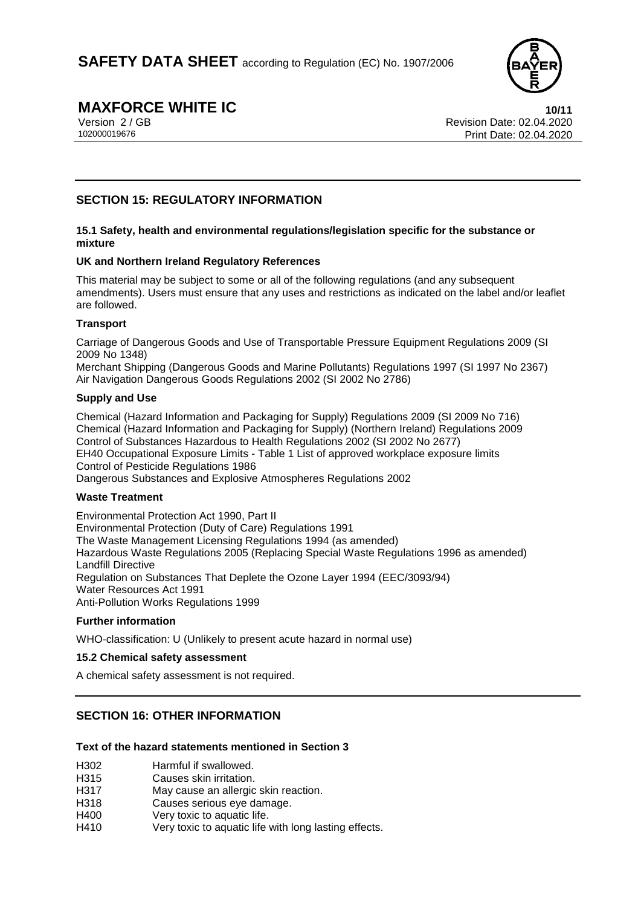## SECTION 15: REGULATORY INFORMATION

### 15.1 Safety, health and environmental regulations/legislation specific for the substance or mixture

**UK and Northern Ireland Regulatory References**

This material may be subject to some or all of the following regulations (and any subsequent amendments). Users must ensure that any uses and restrictions as indicated on the label and/or leaflet are followed.

**Transport**

Carriage of Dangerous Goods and Use of Transportable Pressure Equipment Regulations 2009 (SI 2009 No 1348)
Merchant Shipping (Dangerous Goods and Marine Pollutants) Regulations 1997 (SI 1997 No 2367)
Air Navigation Dangerous Goods Regulations 2002 (SI 2002 No 2786)

**Supply and Use**

Chemical (Hazard Information and Packaging for Supply) Regulations 2009 (SI 2009 No 716)
Chemical (Hazard Information and Packaging for Supply) (Northern Ireland) Regulations 2009
Control of Substances Hazardous to Health Regulations 2002 (SI 2002 No 2677)
EH40 Occupational Exposure Limits - Table 1 List of approved workplace exposure limits
Control of Pesticide Regulations 1986
Dangerous Substances and Explosive Atmospheres Regulations 2002

**Waste Treatment**

Environmental Protection Act 1990, Part II
Environmental Protection (Duty of Care) Regulations 1991
The Waste Management Licensing Regulations 1994 (as amended)
Hazardous Waste Regulations 2005 (Replacing Special Waste Regulations 1996 as amended)
Landfill Directive
Regulation on Substances That Deplete the Ozone Layer 1994 (EEC/3093/94)
Water Resources Act 1991
Anti-Pollution Works Regulations 1999

**Further information**

WHO-classification: U (Unlikely to present acute hazard in normal use)

### 15.2 Chemical safety assessment

A chemical safety assessment is not required.

## SECTION 16: OTHER INFORMATION

**Text of the hazard statements mentioned in Section 3**

| | |
|---|---|
| H302 | Harmful if swallowed. |
| H315 | Causes skin irritation. |
| H317 | May cause an allergic skin reaction. |
| H318 | Causes serious eye damage. |
| H400 | Very toxic to aquatic life. |
| H410 | Very toxic to aquatic life with long lasting effects. |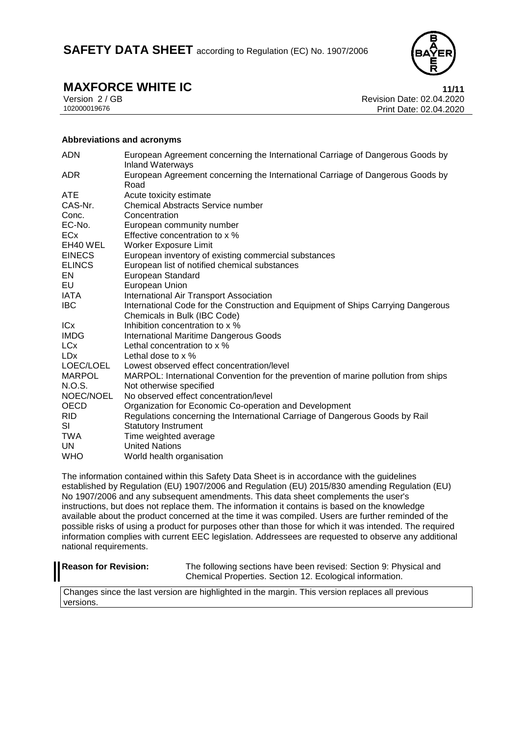**Abbreviations and acronyms**

| | |
|---|---|
| ADN | European Agreement concerning the International Carriage of Dangerous Goods by Inland Waterways |
| ADR | European Agreement concerning the International Carriage of Dangerous Goods by Road |
| ATE | Acute toxicity estimate |
| CAS-Nr. | Chemical Abstracts Service number |
| Conc. | Concentration |
| EC-No. | European community number |
| ECx | Effective concentration to x % |
| EH40 WEL | Worker Exposure Limit |
| EINECS | European inventory of existing commercial substances |
| ELINCS | European list of notified chemical substances |
| EN | European Standard |
| EU | European Union |
| IATA | International Air Transport Association |
| IBC | International Code for the Construction and Equipment of Ships Carrying Dangerous Chemicals in Bulk (IBC Code) |
| ICx | Inhibition concentration to x % |
| IMDG | International Maritime Dangerous Goods |
| LCx | Lethal concentration to x % |
| LDx | Lethal dose to x % |
| LOEC/LOEL | Lowest observed effect concentration/level |
| MARPOL | MARPOL: International Convention for the prevention of marine pollution from ships |
| N.O.S. | Not otherwise specified |
| NOEC/NOEL | No observed effect concentration/level |
| OECD | Organization for Economic Co-operation and Development |
| RID | Regulations concerning the International Carriage of Dangerous Goods by Rail |
| SI | Statutory Instrument |
| TWA | Time weighted average |
| UN | United Nations |
| WHO | World health organisation |

The information contained within this Safety Data Sheet is in accordance with the guidelines established by Regulation (EU) 1907/2006 and Regulation (EU) 2015/830 amending Regulation (EU) No 1907/2006 and any subsequent amendments. This data sheet complements the user's instructions, but does not replace them. The information it contains is based on the knowledge available about the product concerned at the time it was compiled. Users are further reminded of the possible risks of using a product for purposes other than those for which it was intended. The required information complies with current EEC legislation. Addressees are requested to observe any additional national requirements.

**Reason for Revision:** The following sections have been revised: Section 9: Physical and Chemical Properties. Section 12. Ecological information.

Changes since the last version are highlighted in the margin. This version replaces all previous versions.